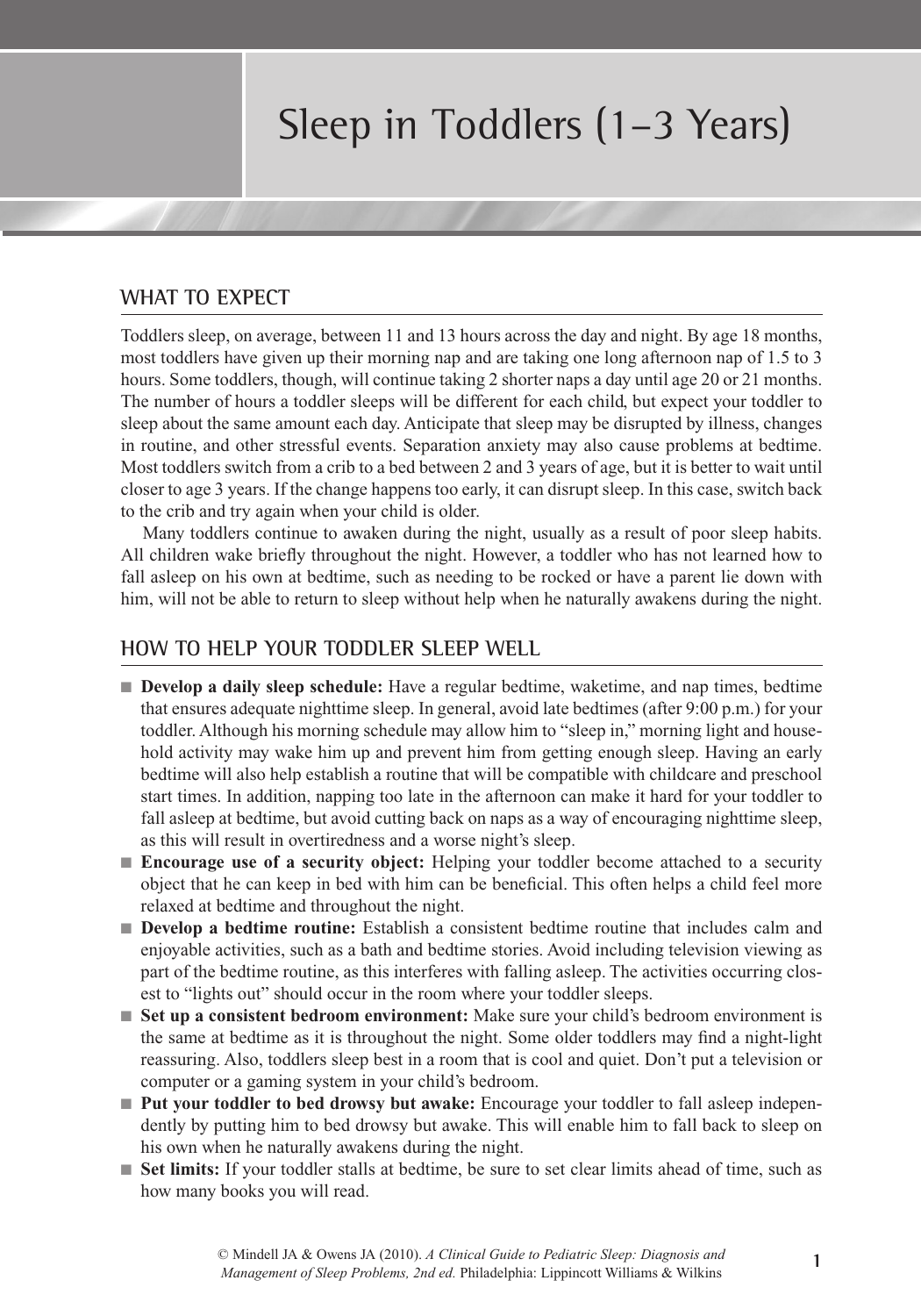# Sleep in Toddlers (1–3 Years)

## WHAT TO EXPECT

Toddlers sleep, on average, between 11 and 13 hours across the day and night. By age 18 months, most toddlers have given up their morning nap and are taking one long afternoon nap of 1.5 to 3 hours. Some toddlers, though, will continue taking 2 shorter naps a day until age 20 or 21 months. The number of hours a toddler sleeps will be different for each child, but expect your toddler to sleep about the same amount each day. Anticipate that sleep may be disrupted by illness, changes in routine, and other stressful events. Separation anxiety may also cause problems at bedtime. Most toddlers switch from a crib to a bed between 2 and 3 years of age, but it is better to wait until closer to age 3 years. If the change happens too early, it can disrupt sleep. In this case, switch back to the crib and try again when your child is older.

Many toddlers continue to awaken during the night, usually as a result of poor sleep habits. All children wake briefly throughout the night. However, a toddler who has not learned how to fall asleep on his own at bedtime, such as needing to be rocked or have a parent lie down with him, will not be able to return to sleep without help when he naturally awakens during the night.

## HOW TO HELP YOUR TODDLER SLEEP WELL

- **Develop a daily sleep schedule:** Have a regular bedtime, waketime, and nap times, bedtime that ensures adequate nighttime sleep. In general, avoid late bedtimes (after 9:00 p.m.) for your toddler. Although his morning schedule may allow him to "sleep in," morning light and household activity may wake him up and prevent him from getting enough sleep. Having an early bedtime will also help establish a routine that will be compatible with childcare and preschool start times. In addition, napping too late in the afternoon can make it hard for your toddler to fall asleep at bedtime, but avoid cutting back on naps as a way of encouraging nighttime sleep, as this will result in overtiredness and a worse night's sleep.
- **Encourage use of a security object:** Helping your toddler become attached to a security object that he can keep in bed with him can be beneficial. This often helps a child feel more relaxed at bedtime and throughout the night.
- **Develop a bedtime routine:** Establish a consistent bedtime routine that includes calm and enjoyable activities, such as a bath and bedtime stories. Avoid including television viewing as part of the bedtime routine, as this interferes with falling asleep. The activities occurring closest to "lights out" should occur in the room where your toddler sleeps.
- **Set up a consistent bedroom environment:** Make sure your child's bedroom environment is the same at bedtime as it is throughout the night. Some older toddlers may find a night-light reassuring. Also, toddlers sleep best in a room that is cool and quiet. Don't put a television or computer or a gaming system in your child's bedroom.
- **Put your toddler to bed drowsy but awake:** Encourage your toddler to fall asleep independently by putting him to bed drowsy but awake. This will enable him to fall back to sleep on his own when he naturally awakens during the night.
- **Set limits:** If your toddler stalls at bedtime, be sure to set clear limits ahead of time, such as how many books you will read.

© Mindell JA & Owens JA (2010). *A Clinical Guide to Pediatric Sleep: Diagnosis and Management of Sleep Problems, 2nd ed.* Philadelphia: Lippincott Williams & Wilkins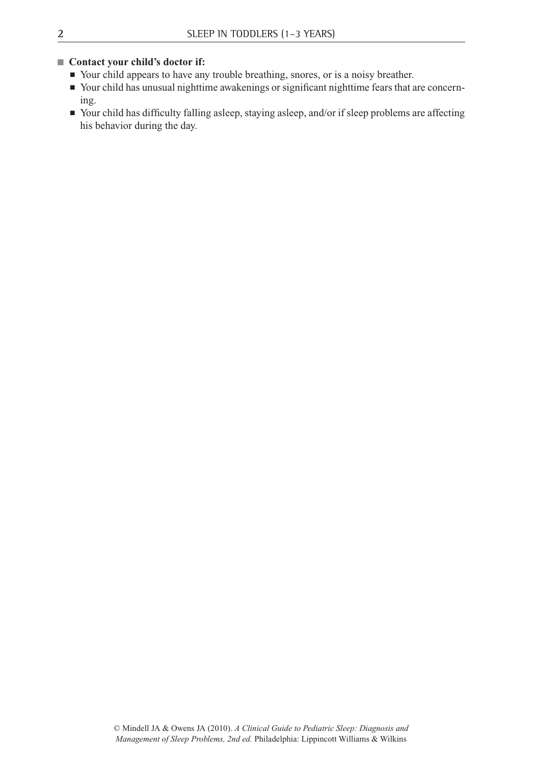- **Contact your child's doctor if:**
  - Your child appears to have any trouble breathing, snores, or is a noisy breather.
  - Your child has unusual nighttime awakenings or significant nighttime fears that are concerning.
  - Your child has difficulty falling asleep, staying asleep, and/or if sleep problems are affecting his behavior during the day.

© Mindell JA & Owens JA (2010). *A Clinical Guide to Pediatric Sleep: Diagnosis and Management of Sleep Problems, 2nd ed.* Philadelphia: Lippincott Williams & Wilkins